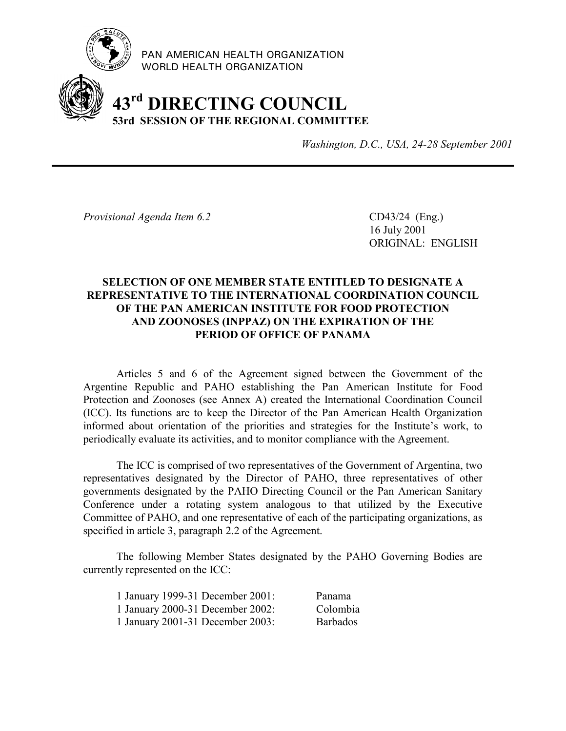PAN AMERICAN HEALTH ORGANIZATION
WORLD HEALTH ORGANIZATION

# 43rd DIRECTING COUNCIL

**53rd SESSION OF THE REGIONAL COMMITTEE**

*Washington, D.C., USA, 24-28 September 2001*

---

*Provisional Agenda Item 6.2*

CD43/24 (Eng.)
16 July 2001
ORIGINAL: ENGLISH

## SELECTION OF ONE MEMBER STATE ENTITLED TO DESIGNATE A REPRESENTATIVE TO THE INTERNATIONAL COORDINATION COUNCIL OF THE PAN AMERICAN INSTITUTE FOR FOOD PROTECTION AND ZOONOSES (INPPAZ) ON THE EXPIRATION OF THE PERIOD OF OFFICE OF PANAMA

Articles 5 and 6 of the Agreement signed between the Government of the Argentine Republic and PAHO establishing the Pan American Institute for Food Protection and Zoonoses (see Annex A) created the International Coordination Council (ICC). Its functions are to keep the Director of the Pan American Health Organization informed about orientation of the priorities and strategies for the Institute's work, to periodically evaluate its activities, and to monitor compliance with the Agreement.

The ICC is comprised of two representatives of the Government of Argentina, two representatives designated by the Director of PAHO, three representatives of other governments designated by the PAHO Directing Council or the Pan American Sanitary Conference under a rotating system analogous to that utilized by the Executive Committee of PAHO, and one representative of each of the participating organizations, as specified in article 3, paragraph 2.2 of the Agreement.

The following Member States designated by the PAHO Governing Bodies are currently represented on the ICC:

| | |
|---|---|
| 1 January 1999-31 December 2001: | Panama |
| 1 January 2000-31 December 2002: | Colombia |
| 1 January 2001-31 December 2003: | Barbados |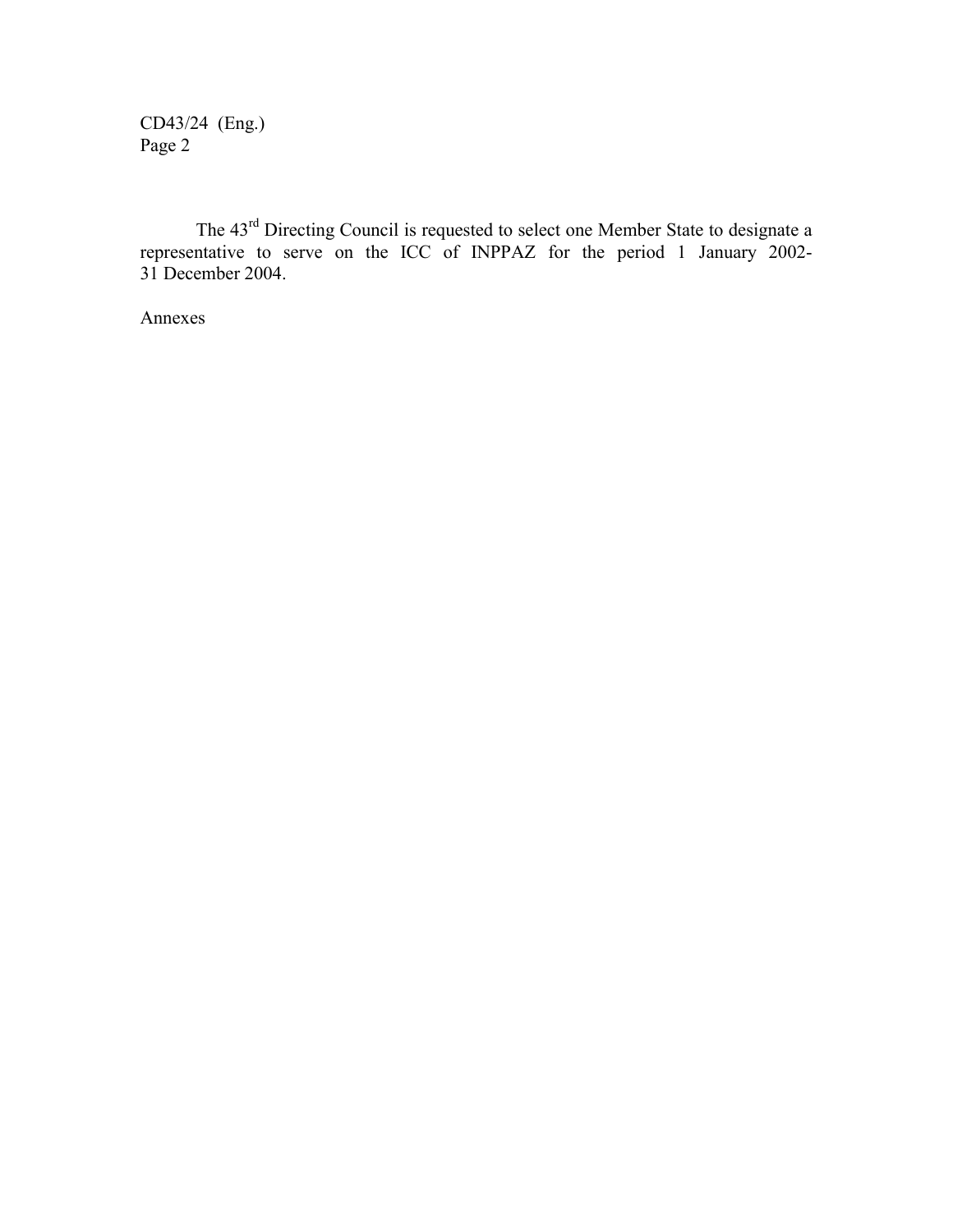The 43rd Directing Council is requested to select one Member State to designate a representative to serve on the ICC of INPPAZ for the period 1 January 2002-31 December 2004.

Annexes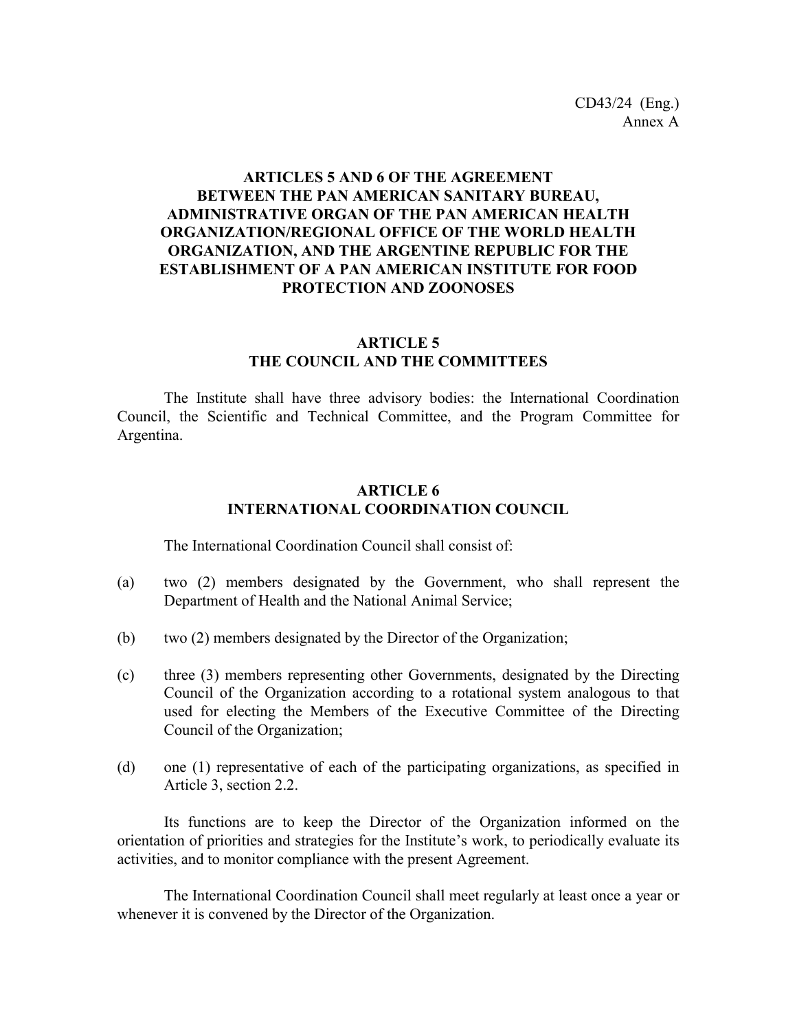CD43/24 (Eng.)
Annex A

## ARTICLES 5 AND 6 OF THE AGREEMENT BETWEEN THE PAN AMERICAN SANITARY BUREAU, ADMINISTRATIVE ORGAN OF THE PAN AMERICAN HEALTH ORGANIZATION/REGIONAL OFFICE OF THE WORLD HEALTH ORGANIZATION, AND THE ARGENTINE REPUBLIC FOR THE ESTABLISHMENT OF A PAN AMERICAN INSTITUTE FOR FOOD PROTECTION AND ZOONOSES

### ARTICLE 5
### THE COUNCIL AND THE COMMITTEES

The Institute shall have three advisory bodies: the International Coordination Council, the Scientific and Technical Committee, and the Program Committee for Argentina.

### ARTICLE 6
### INTERNATIONAL COORDINATION COUNCIL

The International Coordination Council shall consist of:

(a) two (2) members designated by the Government, who shall represent the Department of Health and the National Animal Service;

(b) two (2) members designated by the Director of the Organization;

(c) three (3) members representing other Governments, designated by the Directing Council of the Organization according to a rotational system analogous to that used for electing the Members of the Executive Committee of the Directing Council of the Organization;

(d) one (1) representative of each of the participating organizations, as specified in Article 3, section 2.2.

Its functions are to keep the Director of the Organization informed on the orientation of priorities and strategies for the Institute's work, to periodically evaluate its activities, and to monitor compliance with the present Agreement.

The International Coordination Council shall meet regularly at least once a year or whenever it is convened by the Director of the Organization.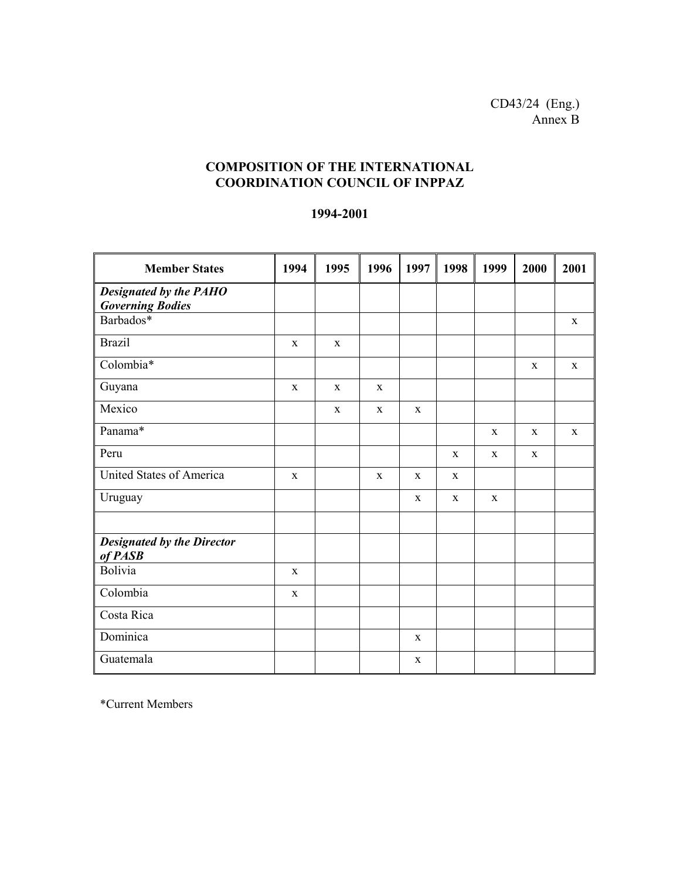CD43/24 (Eng.)
Annex B

## COMPOSITION OF THE INTERNATIONAL COORDINATION COUNCIL OF INPPAZ

### 1994-2001

| Member States | 1994 | 1995 | 1996 | 1997 | 1998 | 1999 | 2000 | 2001 |
|---|---|---|---|---|---|---|---|---|
| ***Designated by the PAHO Governing Bodies*** | | | | | | | | |
| Barbados* | | | | | | | | x |
| Brazil | x | x | | | | | | |
| Colombia* | | | | | | | x | x |
| Guyana | x | x | x | | | | | |
| Mexico | | x | x | x | | | | |
| Panama* | | | | | | x | x | x |
| Peru | | | | | x | x | x | |
| United States of America | x | | x | x | x | | | |
| Uruguay | | | | x | x | x | | |
| | | | | | | | | |
| ***Designated by the Director of PASB*** | | | | | | | | |
| Bolivia | x | | | | | | | |
| Colombia | x | | | | | | | |
| Costa Rica | | | | | | | | |
| Dominica | | | | x | | | | |
| Guatemala | | | | x | | | | |

*Current Members